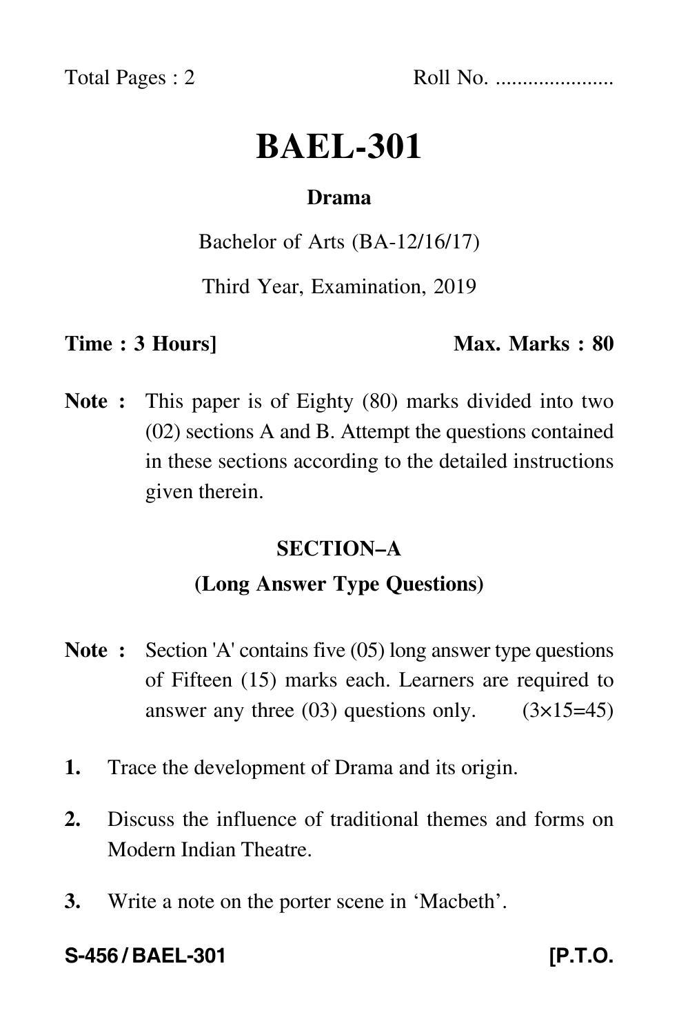Total Pages : 2 Roll No. .....................

# BAEL-301

**Drama**

Bachelor of Arts (BA-12/16/17)

Third Year, Examination, 2019

**Time : 3 Hours]** **Max. Marks : 80**

**Note :** This paper is of Eighty (80) marks divided into two (02) sections A and B. Attempt the questions contained in these sections according to the detailed instructions given therein.

## SECTION–A

### (Long Answer Type Questions)

**Note :** Section 'A' contains five (05) long answer type questions of Fifteen (15) marks each. Learners are required to answer any three (03) questions only. (3×15=45)

1. Trace the development of Drama and its origin.
2. Discuss the influence of traditional themes and forms on Modern Indian Theatre.
3. Write a note on the porter scene in 'Macbeth'.

**S-456 / BAEL-301** **[P.T.O.**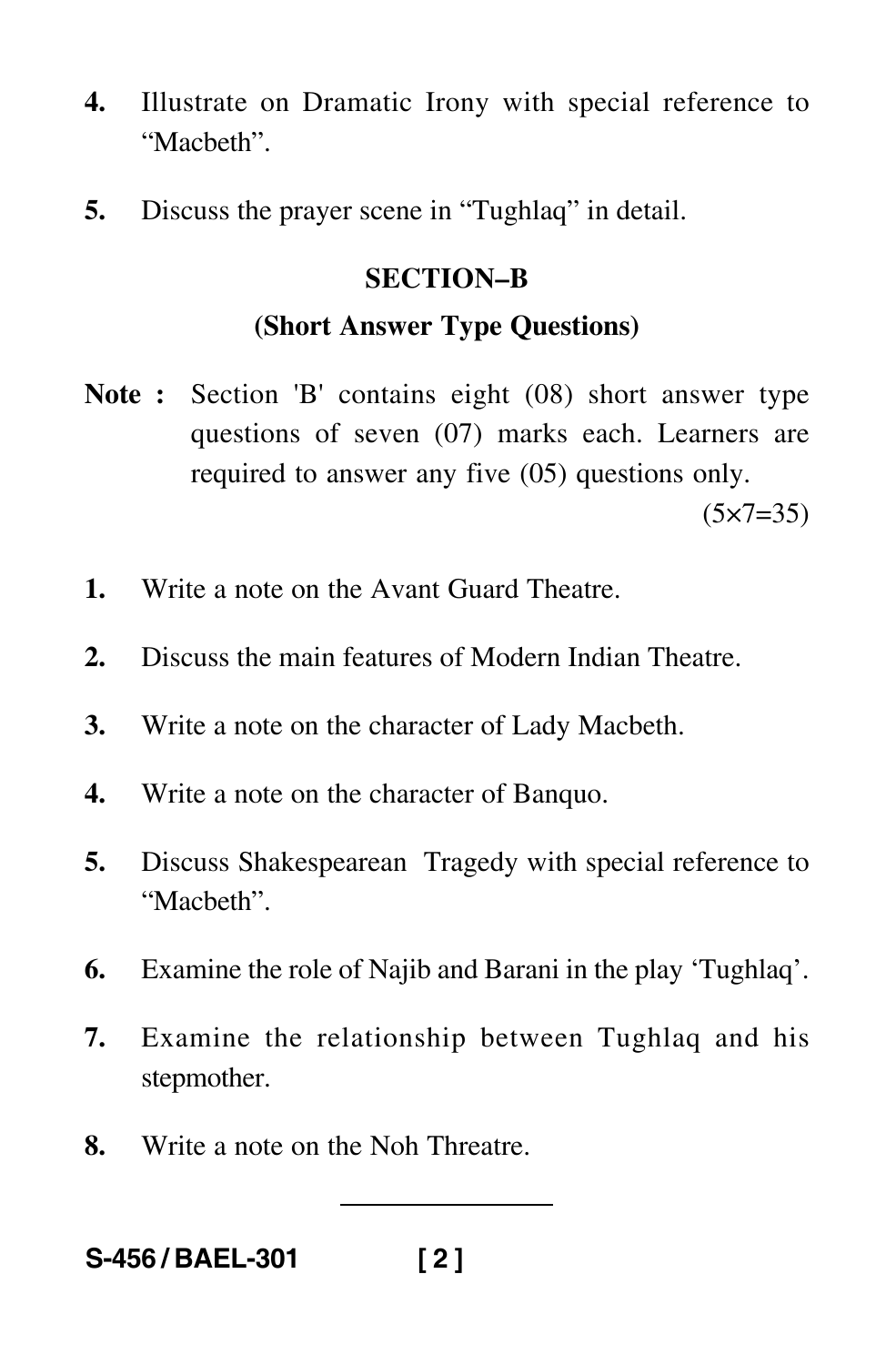4. Illustrate on Dramatic Irony with special reference to "Macbeth".

5. Discuss the prayer scene in "Tughlaq" in detail.

## SECTION–B

### (Short Answer Type Questions)

**Note :** Section 'B' contains eight (08) short answer type questions of seven (07) marks each. Learners are required to answer any five (05) questions only. (5×7=35)

1. Write a note on the Avant Guard Theatre.

2. Discuss the main features of Modern Indian Theatre.

3. Write a note on the character of Lady Macbeth.

4. Write a note on the character of Banquo.

5. Discuss Shakespearean Tragedy with special reference to "Macbeth".

6. Examine the role of Najib and Barani in the play 'Tughlaq'.

7. Examine the relationship between Tughlaq and his stepmother.

8. Write a note on the Noh Threatre.

---

S-456 / BAEL-301